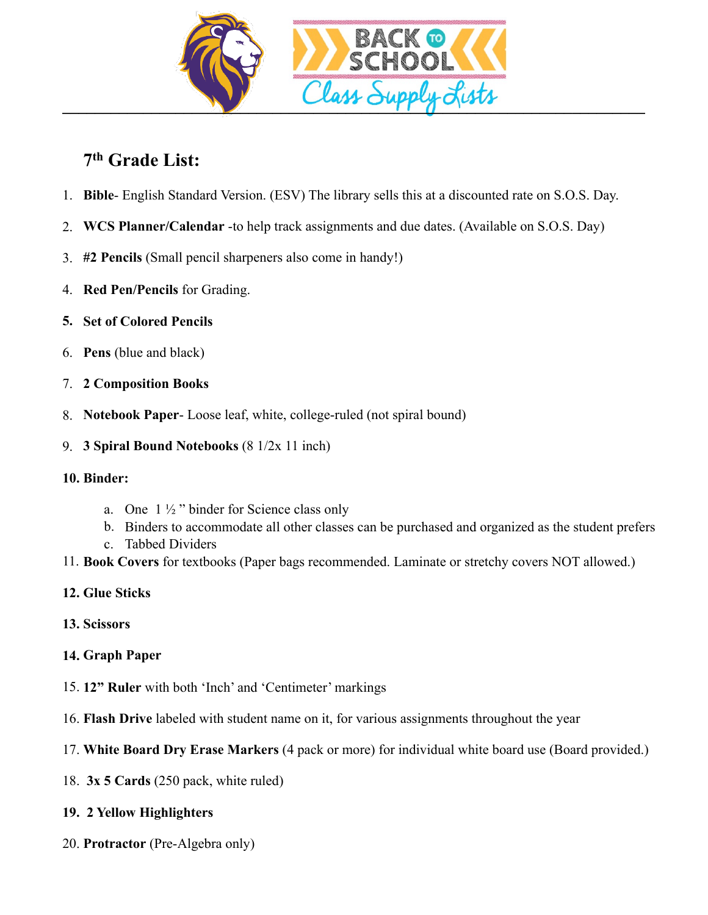# BACK TO SCHOOL

## Class Supply Lists

### 7th Grade List:

1. **Bible**- English Standard Version. (ESV) The library sells this at a discounted rate on S.O.S. Day.
2. **WCS Planner/Calendar** -to help track assignments and due dates. (Available on S.O.S. Day)
3. **#2 Pencils** (Small pencil sharpeners also come in handy!)
4. **Red Pen/Pencils** for Grading.
5. **Set of Colored Pencils**
6. **Pens** (blue and black)
7. **2 Composition Books**
8. **Notebook Paper**- Loose leaf, white, college-ruled (not spiral bound)
9. **3 Spiral Bound Notebooks** (8 1/2x 11 inch)
10. **Binder:**
    a. One 1 ½ " binder for Science class only
    b. Binders to accommodate all other classes can be purchased and organized as the student prefers
    c. Tabbed Dividers
11. **Book Covers** for textbooks (Paper bags recommended. Laminate or stretchy covers NOT allowed.)
12. **Glue Sticks**
13. **Scissors**
14. **Graph Paper**
15. **12" Ruler** with both 'Inch' and 'Centimeter' markings
16. **Flash Drive** labeled with student name on it, for various assignments throughout the year
17. **White Board Dry Erase Markers** (4 pack or more) for individual white board use (Board provided.)
18. **3x 5 Cards** (250 pack, white ruled)
19. **2 Yellow Highlighters**
20. **Protractor** (Pre-Algebra only)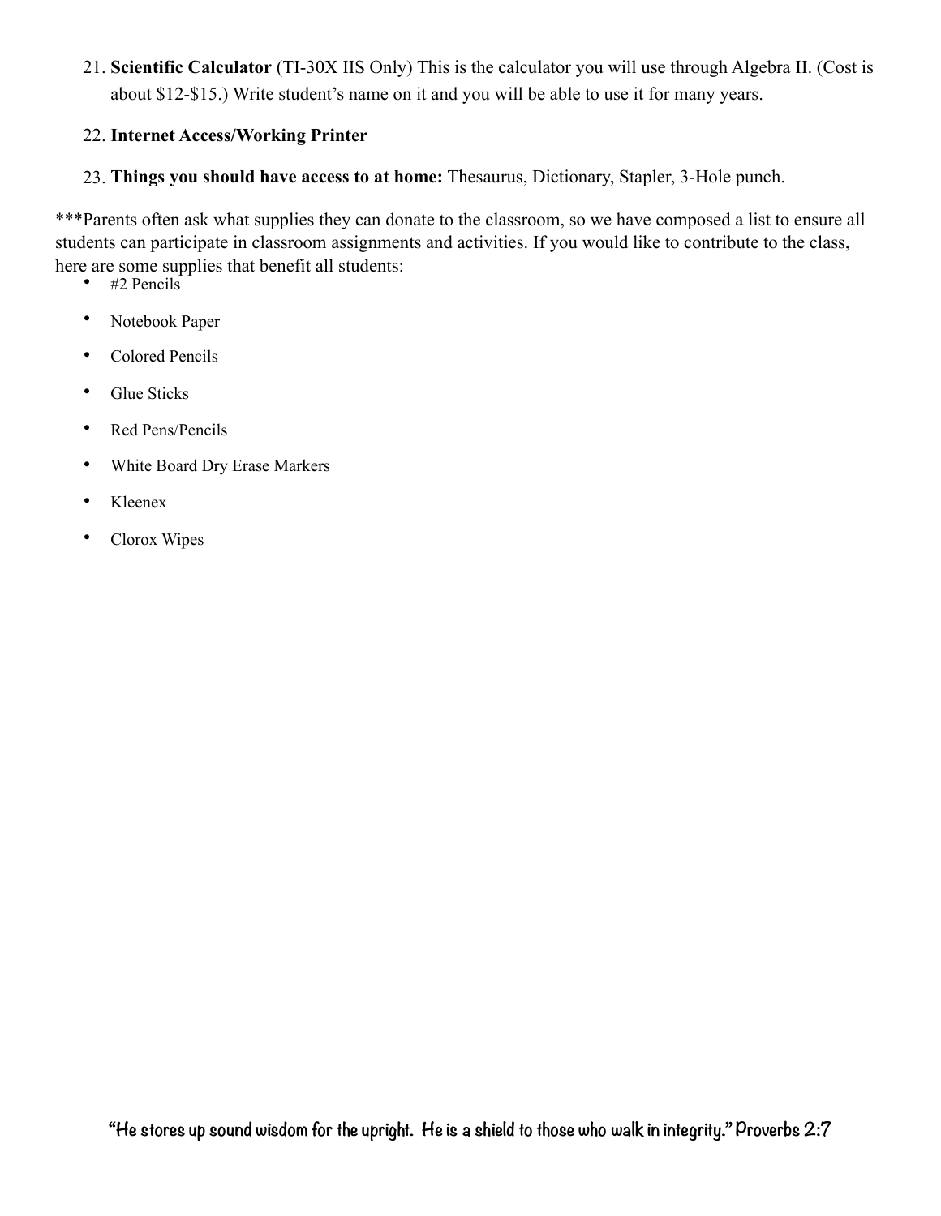21. **Scientific Calculator** (TI-30X IIS Only) This is the calculator you will use through Algebra II. (Cost is about $12-$15.) Write student's name on it and you will be able to use it for many years.

22. **Internet Access/Working Printer**

23. **Things you should have access to at home:** Thesaurus, Dictionary, Stapler, 3-Hole punch.

***Parents often ask what supplies they can donate to the classroom, so we have composed a list to ensure all students can participate in classroom assignments and activities. If you would like to contribute to the class, here are some supplies that benefit all students:

- #2 Pencils
- Notebook Paper
- Colored Pencils
- Glue Sticks
- Red Pens/Pencils
- White Board Dry Erase Markers
- Kleenex
- Clorox Wipes

"He stores up sound wisdom for the upright. He is a shield to those who walk in integrity." Proverbs 2:7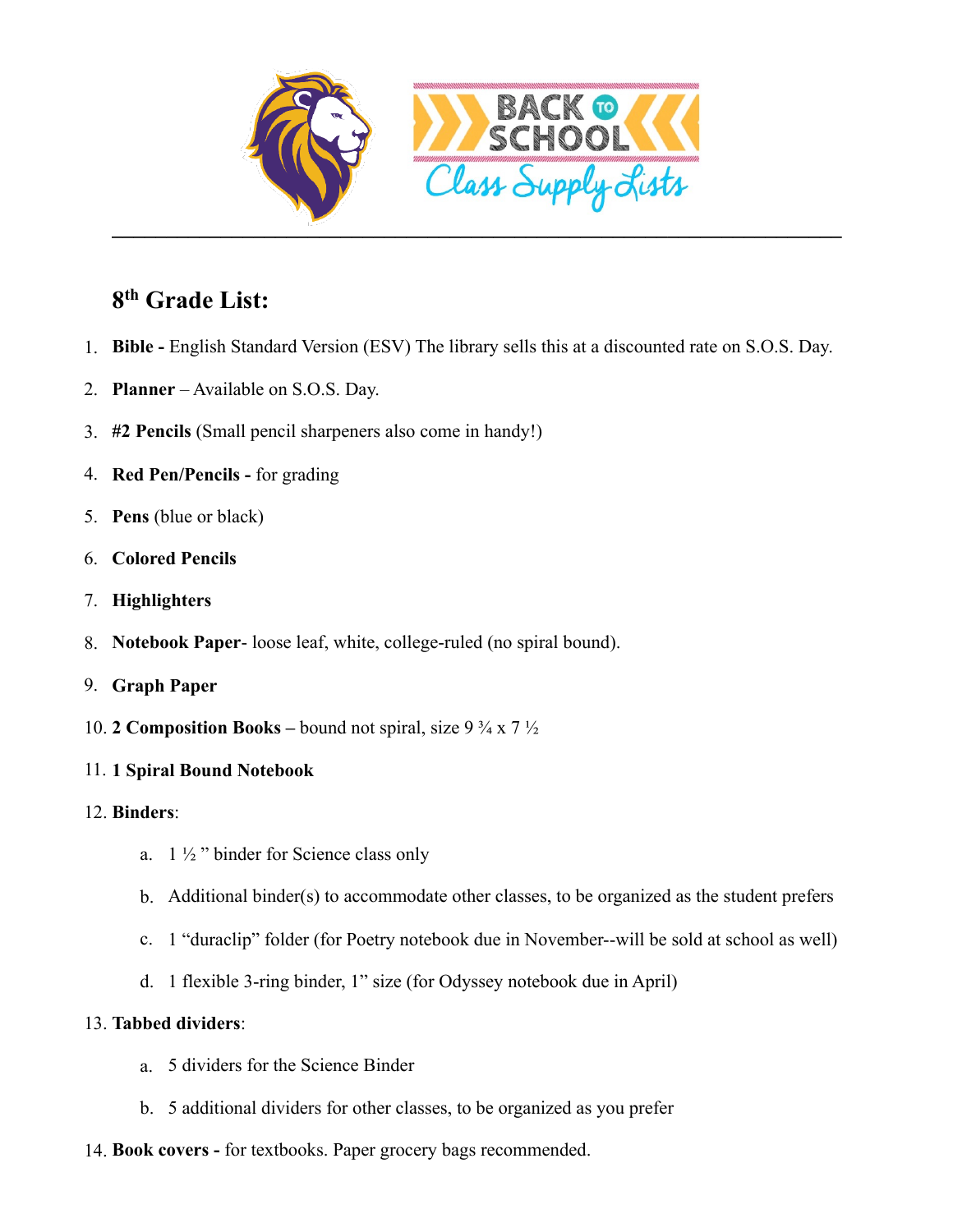# 8th Grade List:

1. **Bible -** English Standard Version (ESV) The library sells this at a discounted rate on S.O.S. Day.
2. **Planner** – Available on S.O.S. Day.
3. **#2 Pencils** (Small pencil sharpeners also come in handy!)
4. **Red Pen/Pencils -** for grading
5. **Pens** (blue or black)
6. **Colored Pencils**
7. **Highlighters**
8. **Notebook Paper**- loose leaf, white, college-ruled (no spiral bound).
9. **Graph Paper**
10. **2 Composition Books –** bound not spiral, size 9 ¾ x 7 ½
11. **1 Spiral Bound Notebook**
12. **Binders**:
    a. 1 ½ " binder for Science class only
    b. Additional binder(s) to accommodate other classes, to be organized as the student prefers
    c. 1 "duraclip" folder (for Poetry notebook due in November--will be sold at school as well)
    d. 1 flexible 3-ring binder, 1" size (for Odyssey notebook due in April)
13. **Tabbed dividers**:
    a. 5 dividers for the Science Binder
    b. 5 additional dividers for other classes, to be organized as you prefer
14. **Book covers -** for textbooks. Paper grocery bags recommended.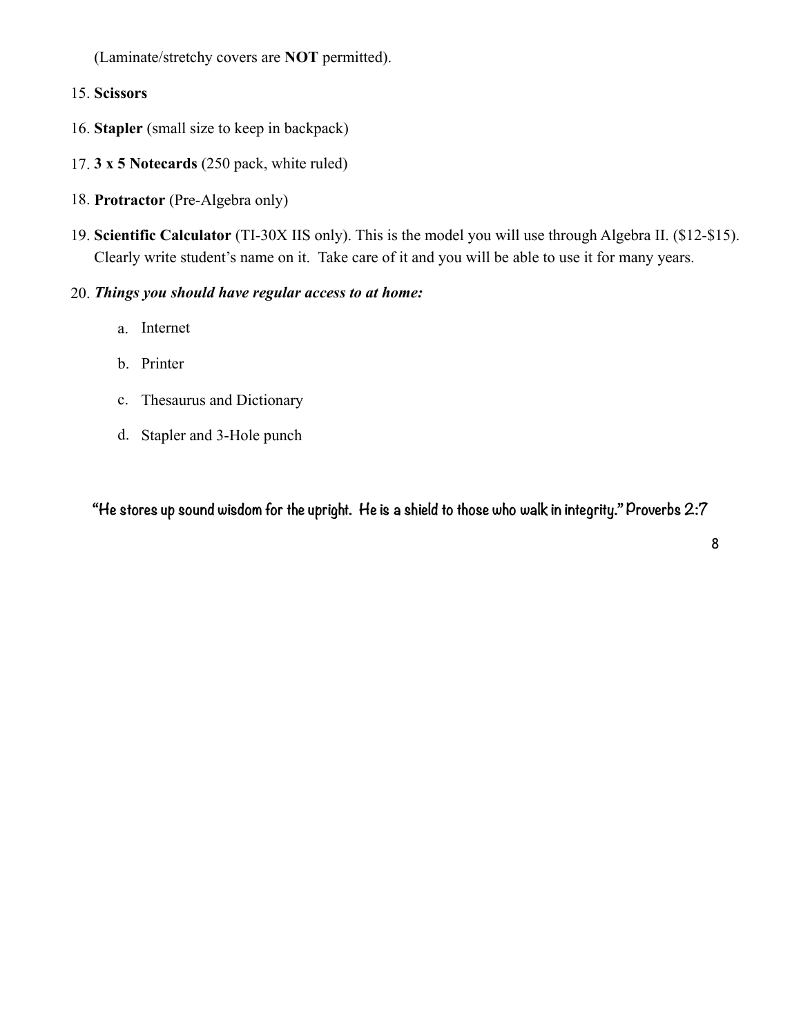(Laminate/stretchy covers are **NOT** permitted).

15. **Scissors**
16. **Stapler** (small size to keep in backpack)
17. **3 x 5 Notecards** (250 pack, white ruled)
18. **Protractor** (Pre-Algebra only)
19. **Scientific Calculator** (TI-30X IIS only). This is the model you will use through Algebra II. ($12-$15). Clearly write student's name on it. Take care of it and you will be able to use it for many years.
20. ***Things you should have regular access to at home:***
    a. Internet
    b. Printer
    c. Thesaurus and Dictionary
    d. Stapler and 3-Hole punch

**"He stores up sound wisdom for the upright. He is a shield to those who walk in integrity." Proverbs 2:7**